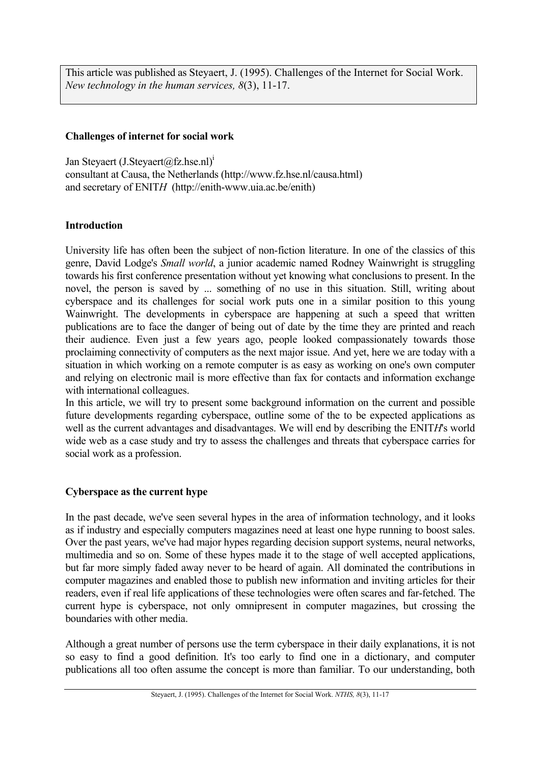This article was published as Steyaert, J. (1995). Challenges of the Internet for Social Work. *New technology in the human services, 8*(3), 11-17.

**Challenges of internet for social work**

Jan Steyaert (J.Steyaert@fz.hse.nl)[i]
consultant at Causa, the Netherlands (http://www.fz.hse.nl/causa.html)
and secretary of ENIT*H* (http://enith-www.uia.ac.be/enith)

## Introduction

University life has often been the subject of non-fiction literature. In one of the classics of this genre, David Lodge's *Small world*, a junior academic named Rodney Wainwright is struggling towards his first conference presentation without yet knowing what conclusions to present. In the novel, the person is saved by ... something of no use in this situation. Still, writing about cyberspace and its challenges for social work puts one in a similar position to this young Wainwright. The developments in cyberspace are happening at such a speed that written publications are to face the danger of being out of date by the time they are printed and reach their audience. Even just a few years ago, people looked compassionately towards those proclaiming connectivity of computers as the next major issue. And yet, here we are today with a situation in which working on a remote computer is as easy as working on one's own computer and relying on electronic mail is more effective than fax for contacts and information exchange with international colleagues.

In this article, we will try to present some background information on the current and possible future developments regarding cyberspace, outline some of the to be expected applications as well as the current advantages and disadvantages. We will end by describing the ENIT*H*'s world wide web as a case study and try to assess the challenges and threats that cyberspace carries for social work as a profession.

## Cyberspace as the current hype

In the past decade, we've seen several hypes in the area of information technology, and it looks as if industry and especially computers magazines need at least one hype running to boost sales. Over the past years, we've had major hypes regarding decision support systems, neural networks, multimedia and so on. Some of these hypes made it to the stage of well accepted applications, but far more simply faded away never to be heard of again. All dominated the contributions in computer magazines and enabled those to publish new information and inviting articles for their readers, even if real life applications of these technologies were often scares and far-fetched. The current hype is cyberspace, not only omnipresent in computer magazines, but crossing the boundaries with other media.

Although a great number of persons use the term cyberspace in their daily explanations, it is not so easy to find a good definition. It's too early to find one in a dictionary, and computer publications all too often assume the concept is more than familiar. To our understanding, both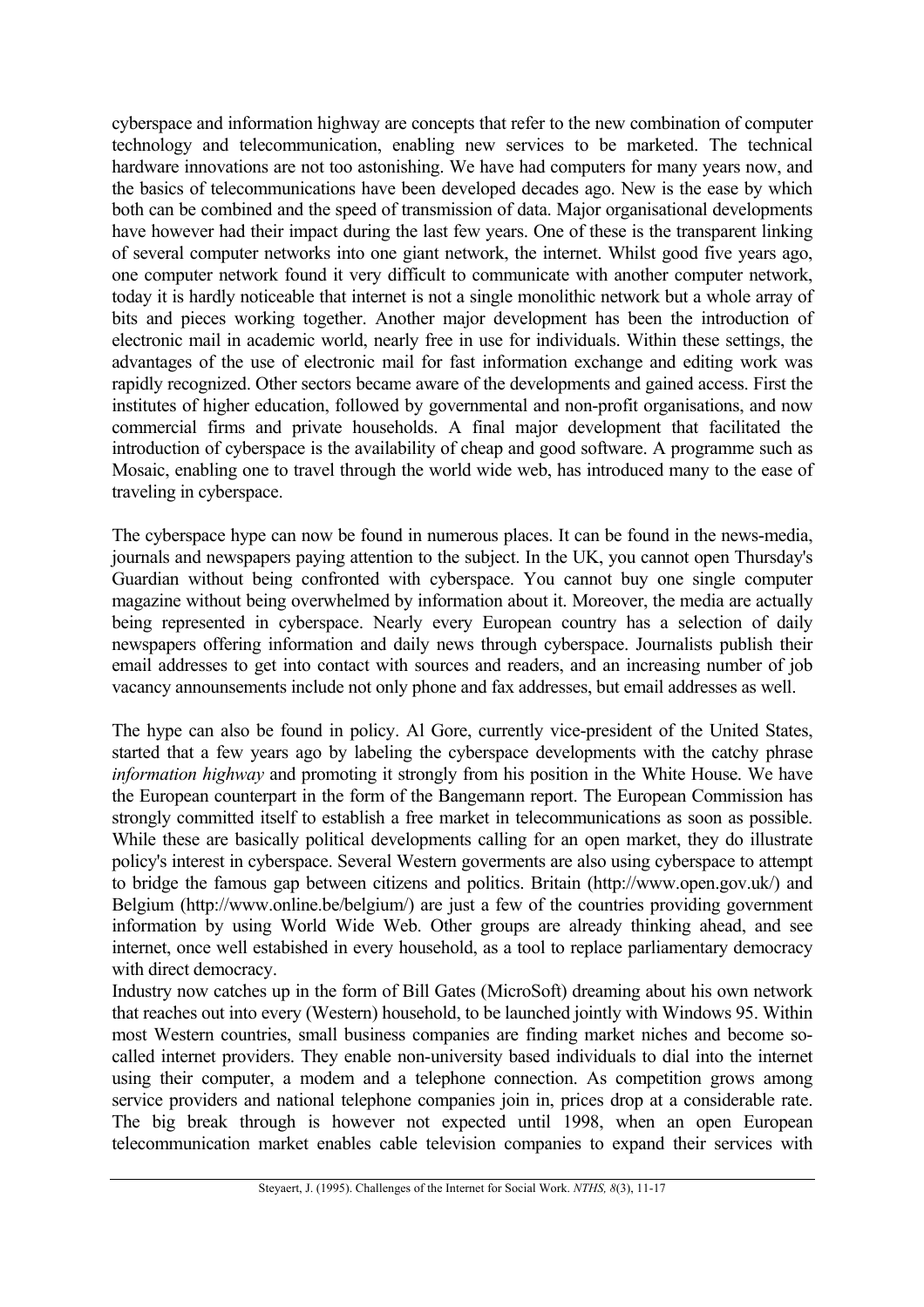cyberspace and information highway are concepts that refer to the new combination of computer technology and telecommunication, enabling new services to be marketed. The technical hardware innovations are not too astonishing. We have had computers for many years now, and the basics of telecommunications have been developed decades ago. New is the ease by which both can be combined and the speed of transmission of data. Major organisational developments have however had their impact during the last few years. One of these is the transparent linking of several computer networks into one giant network, the internet. Whilst good five years ago, one computer network found it very difficult to communicate with another computer network, today it is hardly noticeable that internet is not a single monolithic network but a whole array of bits and pieces working together. Another major development has been the introduction of electronic mail in academic world, nearly free in use for individuals. Within these settings, the advantages of the use of electronic mail for fast information exchange and editing work was rapidly recognized. Other sectors became aware of the developments and gained access. First the institutes of higher education, followed by governmental and non-profit organisations, and now commercial firms and private households. A final major development that facilitated the introduction of cyberspace is the availability of cheap and good software. A programme such as Mosaic, enabling one to travel through the world wide web, has introduced many to the ease of traveling in cyberspace.

The cyberspace hype can now be found in numerous places. It can be found in the news-media, journals and newspapers paying attention to the subject. In the UK, you cannot open Thursday's Guardian without being confronted with cyberspace. You cannot buy one single computer magazine without being overwhelmed by information about it. Moreover, the media are actually being represented in cyberspace. Nearly every European country has a selection of daily newspapers offering information and daily news through cyberspace. Journalists publish their email addresses to get into contact with sources and readers, and an increasing number of job vacancy announsements include not only phone and fax addresses, but email addresses as well.

The hype can also be found in policy. Al Gore, currently vice-president of the United States, started that a few years ago by labeling the cyberspace developments with the catchy phrase *information highway* and promoting it strongly from his position in the White House. We have the European counterpart in the form of the Bangemann report. The European Commission has strongly committed itself to establish a free market in telecommunications as soon as possible. While these are basically political developments calling for an open market, they do illustrate policy's interest in cyberspace. Several Western goverments are also using cyberspace to attempt to bridge the famous gap between citizens and politics. Britain (http://www.open.gov.uk/) and Belgium (http://www.online.be/belgium/) are just a few of the countries providing government information by using World Wide Web. Other groups are already thinking ahead, and see internet, once well estabished in every household, as a tool to replace parliamentary democracy with direct democracy.

Industry now catches up in the form of Bill Gates (MicroSoft) dreaming about his own network that reaches out into every (Western) household, to be launched jointly with Windows 95. Within most Western countries, small business companies are finding market niches and become so-called internet providers. They enable non-university based individuals to dial into the internet using their computer, a modem and a telephone connection. As competition grows among service providers and national telephone companies join in, prices drop at a considerable rate. The big break through is however not expected until 1998, when an open European telecommunication market enables cable television companies to expand their services with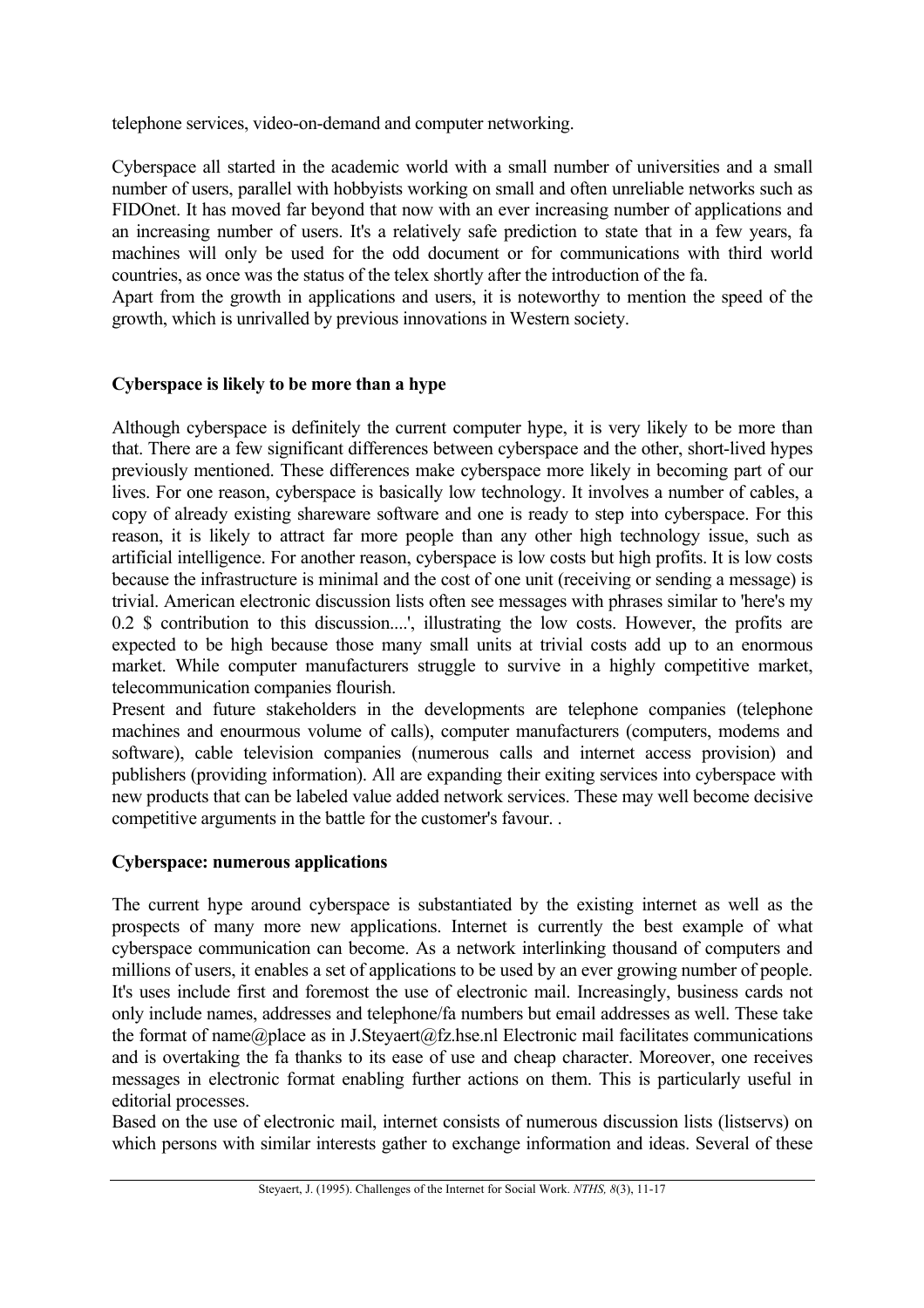telephone services, video-on-demand and computer networking.

Cyberspace all started in the academic world with a small number of universities and a small number of users, parallel with hobbyists working on small and often unreliable networks such as FIDOnet. It has moved far beyond that now with an ever increasing number of applications and an increasing number of users. It's a relatively safe prediction to state that in a few years, fa machines will only be used for the odd document or for communications with third world countries, as once was the status of the telex shortly after the introduction of the fa.
Apart from the growth in applications and users, it is noteworthy to mention the speed of the growth, which is unrivalled by previous innovations in Western society.

**Cyberspace is likely to be more than a hype**

Although cyberspace is definitely the current computer hype, it is very likely to be more than that. There are a few significant differences between cyberspace and the other, short-lived hypes previously mentioned. These differences make cyberspace more likely in becoming part of our lives. For one reason, cyberspace is basically low technology. It involves a number of cables, a copy of already existing shareware software and one is ready to step into cyberspace. For this reason, it is likely to attract far more people than any other high technology issue, such as artificial intelligence. For another reason, cyberspace is low costs but high profits. It is low costs because the infrastructure is minimal and the cost of one unit (receiving or sending a message) is trivial. American electronic discussion lists often see messages with phrases similar to 'here's my 0.2 $ contribution to this discussion....', illustrating the low costs. However, the profits are expected to be high because those many small units at trivial costs add up to an enormous market. While computer manufacturers struggle to survive in a highly competitive market, telecommunication companies flourish.
Present and future stakeholders in the developments are telephone companies (telephone machines and enourmous volume of calls), computer manufacturers (computers, modems and software), cable television companies (numerous calls and internet access provision) and publishers (providing information). All are expanding their exiting services into cyberspace with new products that can be labeled value added network services. These may well become decisive competitive arguments in the battle for the customer's favour. .

**Cyberspace: numerous applications**

The current hype around cyberspace is substantiated by the existing internet as well as the prospects of many more new applications. Internet is currently the best example of what cyberspace communication can become. As a network interlinking thousand of computers and millions of users, it enables a set of applications to be used by an ever growing number of people. It's uses include first and foremost the use of electronic mail. Increasingly, business cards not only include names, addresses and telephone/fa numbers but email addresses as well. These take the format of name@place as in J.Steyaert@fz.hse.nl Electronic mail facilitates communications and is overtaking the fa thanks to its ease of use and cheap character. Moreover, one receives messages in electronic format enabling further actions on them. This is particularly useful in editorial processes.
Based on the use of electronic mail, internet consists of numerous discussion lists (listservs) on which persons with similar interests gather to exchange information and ideas. Several of these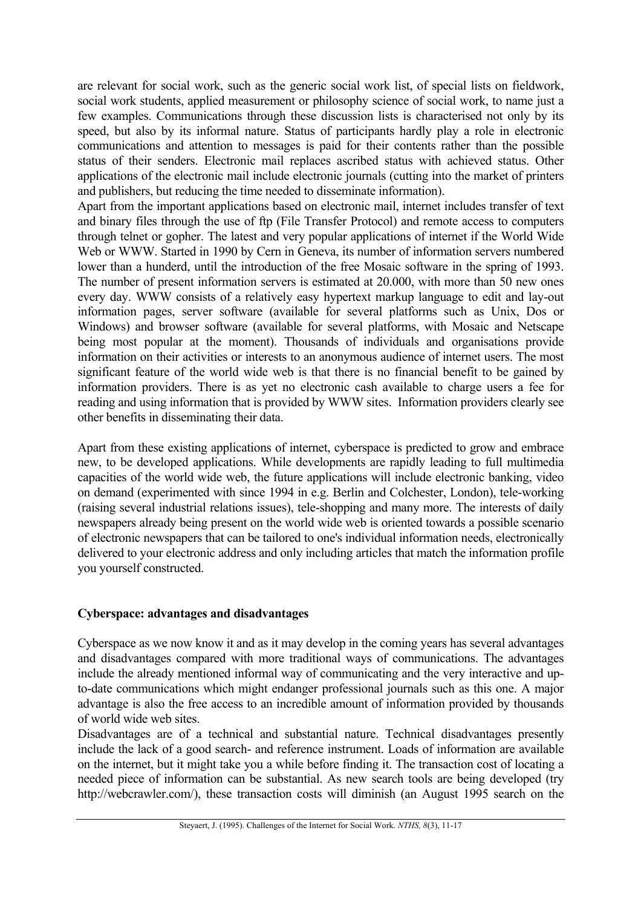are relevant for social work, such as the generic social work list, of special lists on fieldwork, social work students, applied measurement or philosophy science of social work, to name just a few examples. Communications through these discussion lists is characterised not only by its speed, but also by its informal nature. Status of participants hardly play a role in electronic communications and attention to messages is paid for their contents rather than the possible status of their senders. Electronic mail replaces ascribed status with achieved status. Other applications of the electronic mail include electronic journals (cutting into the market of printers and publishers, but reducing the time needed to disseminate information).

Apart from the important applications based on electronic mail, internet includes transfer of text and binary files through the use of ftp (File Transfer Protocol) and remote access to computers through telnet or gopher. The latest and very popular applications of internet if the World Wide Web or WWW. Started in 1990 by Cern in Geneva, its number of information servers numbered lower than a hunderd, until the introduction of the free Mosaic software in the spring of 1993. The number of present information servers is estimated at 20.000, with more than 50 new ones every day. WWW consists of a relatively easy hypertext markup language to edit and lay-out information pages, server software (available for several platforms such as Unix, Dos or Windows) and browser software (available for several platforms, with Mosaic and Netscape being most popular at the moment). Thousands of individuals and organisations provide information on their activities or interests to an anonymous audience of internet users. The most significant feature of the world wide web is that there is no financial benefit to be gained by information providers. There is as yet no electronic cash available to charge users a fee for reading and using information that is provided by WWW sites. Information providers clearly see other benefits in disseminating their data.

Apart from these existing applications of internet, cyberspace is predicted to grow and embrace new, to be developed applications. While developments are rapidly leading to full multimedia capacities of the world wide web, the future applications will include electronic banking, video on demand (experimented with since 1994 in e.g. Berlin and Colchester, London), tele-working (raising several industrial relations issues), tele-shopping and many more. The interests of daily newspapers already being present on the world wide web is oriented towards a possible scenario of electronic newspapers that can be tailored to one's individual information needs, electronically delivered to your electronic address and only including articles that match the information profile you yourself constructed.

## Cyberspace: advantages and disadvantages

Cyberspace as we now know it and as it may develop in the coming years has several advantages and disadvantages compared with more traditional ways of communications. The advantages include the already mentioned informal way of communicating and the very interactive and up-to-date communications which might endanger professional journals such as this one. A major advantage is also the free access to an incredible amount of information provided by thousands of world wide web sites.

Disadvantages are of a technical and substantial nature. Technical disadvantages presently include the lack of a good search- and reference instrument. Loads of information are available on the internet, but it might take you a while before finding it. The transaction cost of locating a needed piece of information can be substantial. As new search tools are being developed (try http://webcrawler.com/), these transaction costs will diminish (an August 1995 search on the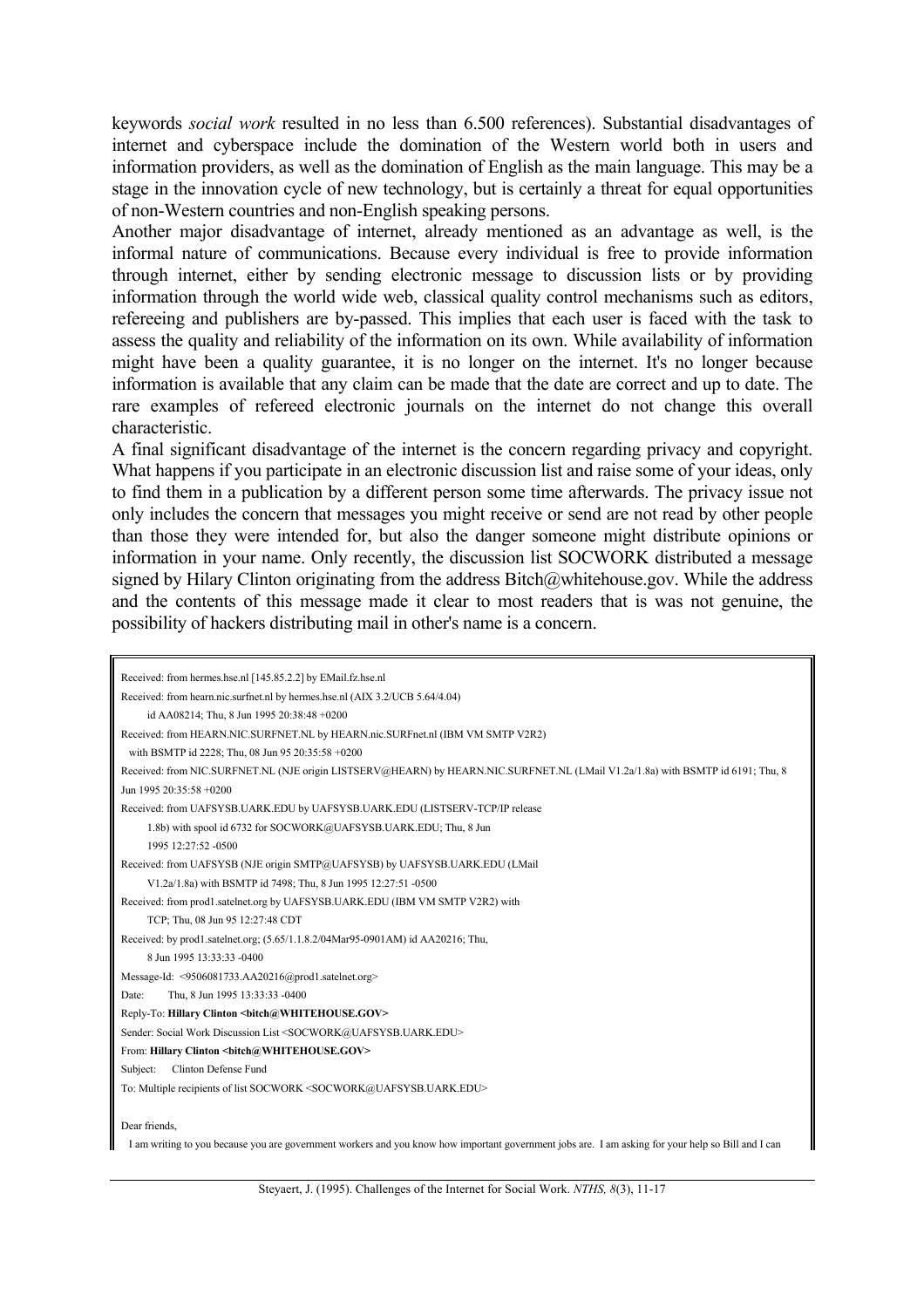keywords *social work* resulted in no less than 6.500 references). Substantial disadvantages of internet and cyberspace include the domination of the Western world both in users and information providers, as well as the domination of English as the main language. This may be a stage in the innovation cycle of new technology, but is certainly a threat for equal opportunities of non-Western countries and non-English speaking persons.

Another major disadvantage of internet, already mentioned as an advantage as well, is the informal nature of communications. Because every individual is free to provide information through internet, either by sending electronic message to discussion lists or by providing information through the world wide web, classical quality control mechanisms such as editors, refereeing and publishers are by-passed. This implies that each user is faced with the task to assess the quality and reliability of the information on its own. While availability of information might have been a quality guarantee, it is no longer on the internet. It's no longer because information is available that any claim can be made that the date are correct and up to date. The rare examples of refereed electronic journals on the internet do not change this overall characteristic.

A final significant disadvantage of the internet is the concern regarding privacy and copyright. What happens if you participate in an electronic discussion list and raise some of your ideas, only to find them in a publication by a different person some time afterwards. The privacy issue not only includes the concern that messages you might receive or send are not read by other people than those they were intended for, but also the danger someone might distribute opinions or information in your name. Only recently, the discussion list SOCWORK distributed a message signed by Hilary Clinton originating from the address Bitch@whitehouse.gov. While the address and the contents of this message made it clear to most readers that is was not genuine, the possibility of hackers distributing mail in other's name is a concern.

```
Received: from hermes.hse.nl [145.85.2.2] by EMail.fz.hse.nl
Received: from hearn.nic.surfnet.nl by hermes.hse.nl (AIX 3.2/UCB 5.64/4.04)
     id AA08214; Thu, 8 Jun 1995 20:38:48 +0200
Received: from HEARN.NIC.SURFNET.NL by HEARN.nic.SURFnet.nl (IBM VM SMTP V2R2)
  with BSMTP id 2228; Thu, 08 Jun 95 20:35:58 +0200
Received: from NIC.SURFNET.NL (NJE origin LISTSERV@HEARN) by HEARN.NIC.SURFNET.NL (LMail V1.2a/1.8a) with BSMTP id 6191; Thu, 8
Jun 1995 20:35:58 +0200
Received: from UAFSYSB.UARK.EDU by UAFSYSB.UARK.EDU (LISTSERV-TCP/IP release
     1.8b) with spool id 6732 for SOCWORK@UAFSYSB.UARK.EDU; Thu, 8 Jun
     1995 12:27:52 -0500
Received: from UAFSYSB (NJE origin SMTP@UAFSYSB) by UAFSYSB.UARK.EDU (LMail
     V1.2a/1.8a) with BSMTP id 7498; Thu, 8 Jun 1995 12:27:51 -0500
Received: from prod1.satelnet.org by UAFSYSB.UARK.EDU (IBM VM SMTP V2R2) with
     TCP; Thu, 08 Jun 95 12:27:48 CDT
Received: by prod1.satelnet.org; (5.65/1.1.8.2/04Mar95-0901AM) id AA20216; Thu,
     8 Jun 1995 13:33:33 -0400
Message-Id:  <9506081733.AA20216@prod1.satelnet.org>
Date:     Thu, 8 Jun 1995 13:33:33 -0400
Reply-To: Hillary Clinton <bitch@WHITEHOUSE.GOV>
Sender: Social Work Discussion List <SOCWORK@UAFSYSB.UARK.EDU>
From: Hillary Clinton <bitch@WHITEHOUSE.GOV>
Subject:     Clinton Defense Fund
To: Multiple recipients of list SOCWORK <SOCWORK@UAFSYSB.UARK.EDU>

Dear friends,
  I am writing to you because you are government workers and you know how important government jobs are.  I am asking for your help so Bill and I can
```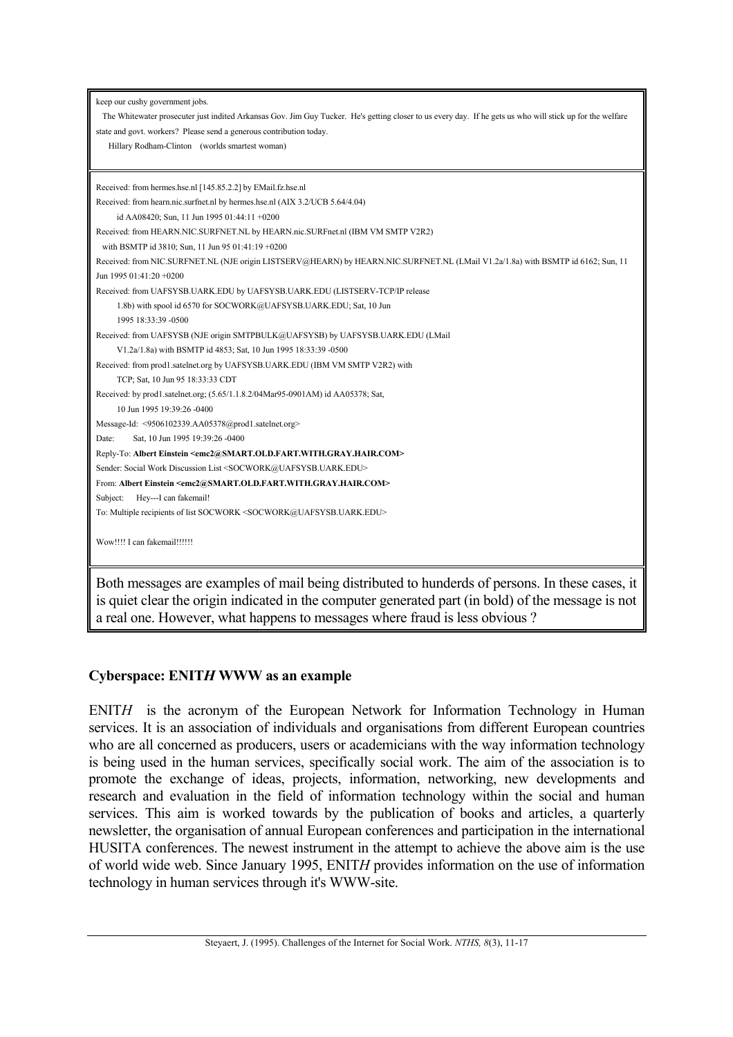keep our cushy government jobs.

The Whitewater prosecuter just indited Arkansas Gov. Jim Guy Tucker. He's getting closer to us every day. If he gets us who will stick up for the welfare state and govt. workers? Please send a generous contribution today.

Hillary Rodham-Clinton (worlds smartest woman)

```
Received: from hermes.hse.nl [145.85.2.2] by EMail.fz.hse.nl
Received: from hearn.nic.surfnet.nl by hermes.hse.nl (AIX 3.2/UCB 5.64/4.04)
      id AA08420; Sun, 11 Jun 1995 01:44:11 +0200
Received: from HEARN.NIC.SURFNET.NL by HEARN.nic.SURFnet.nl (IBM VM SMTP V2R2)
   with BSMTP id 3810; Sun, 11 Jun 95 01:41:19 +0200
Received: from NIC.SURFNET.NL (NJE origin LISTSERV@HEARN) by HEARN.NIC.SURFNET.NL (LMail V1.2a/1.8a) with BSMTP id 6162; Sun, 11
Jun 1995 01:41:20 +0200
Received: from UAFSYSB.UARK.EDU by UAFSYSB.UARK.EDU (LISTSERV-TCP/IP release
      1.8b) with spool id 6570 for SOCWORK@UAFSYSB.UARK.EDU; Sat, 10 Jun
      1995 18:33:39 -0500
Received: from UAFSYSB (NJE origin SMTPBULK@UAFSYSB) by UAFSYSB.UARK.EDU (LMail
      V1.2a/1.8a) with BSMTP id 4853; Sat, 10 Jun 1995 18:33:39 -0500
Received: from prod1.satelnet.org by UAFSYSB.UARK.EDU (IBM VM SMTP V2R2) with
      TCP; Sat, 10 Jun 95 18:33:33 CDT
Received: by prod1.satelnet.org; (5.65/1.1.8.2/04Mar95-0901AM) id AA05378; Sat,
      10 Jun 1995 19:39:26 -0400
Message-Id: <9506102339.AA05378@prod1.satelnet.org>
Date:     Sat, 10 Jun 1995 19:39:26 -0400
Reply-To: Albert Einstein <emc2@SMART.OLD.FART.WITH.GRAY.HAIR.COM>
Sender: Social Work Discussion List <SOCWORK@UAFSYSB.UARK.EDU>
From: Albert Einstein <emc2@SMART.OLD.FART.WITH.GRAY.HAIR.COM>
Subject:   Hey---I can fakemail!
To: Multiple recipients of list SOCWORK <SOCWORK@UAFSYSB.UARK.EDU>

Wow!!!! I can fakemail!!!!!!
```

Both messages are examples of mail being distributed to hunderds of persons. In these cases, it is quiet clear the origin indicated in the computer generated part (in bold) of the message is not a real one. However, what happens to messages where fraud is less obvious ?

### Cyberspace: ENIT*H* WWW as an example

ENIT*H* is the acronym of the European Network for Information Technology in Human services. It is an association of individuals and organisations from different European countries who are all concerned as producers, users or academicians with the way information technology is being used in the human services, specifically social work. The aim of the association is to promote the exchange of ideas, projects, information, networking, new developments and research and evaluation in the field of information technology within the social and human services. This aim is worked towards by the publication of books and articles, a quarterly newsletter, the organisation of annual European conferences and participation in the international HUSITA conferences. The newest instrument in the attempt to achieve the above aim is the use of world wide web. Since January 1995, ENIT*H* provides information on the use of information technology in human services through it's WWW-site.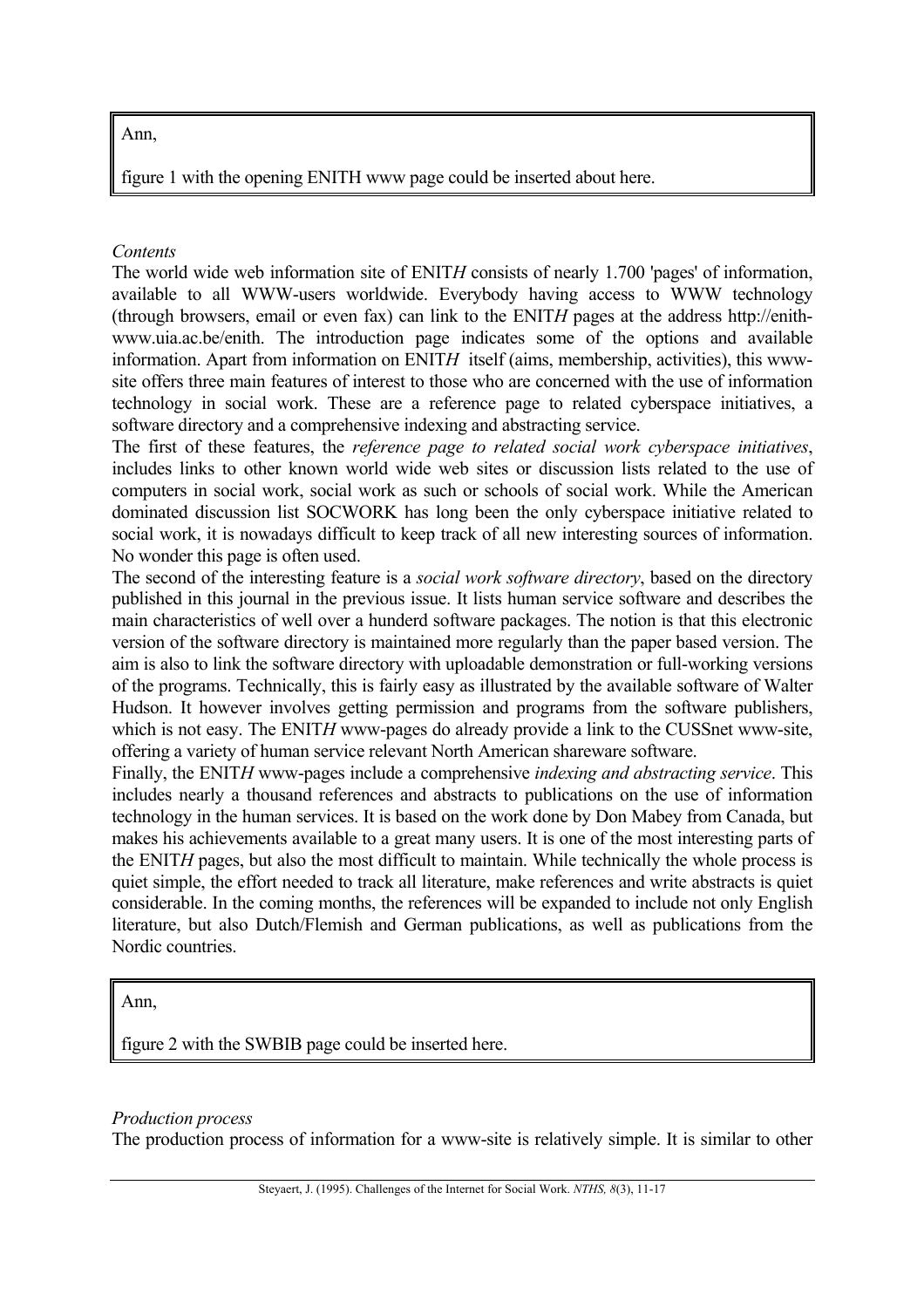Ann,

figure 1 with the opening ENITH www page could be inserted about here.

*Contents*

The world wide web information site of ENIT*H* consists of nearly 1.700 'pages' of information, available to all WWW-users worldwide. Everybody having access to WWW technology (through browsers, email or even fax) can link to the ENIT*H* pages at the address http://enith-www.uia.ac.be/enith. The introduction page indicates some of the options and available information. Apart from information on ENIT*H* itself (aims, membership, activities), this www-site offers three main features of interest to those who are concerned with the use of information technology in social work. These are a reference page to related cyberspace initiatives, a software directory and a comprehensive indexing and abstracting service.

The first of these features, the *reference page to related social work cyberspace initiatives*, includes links to other known world wide web sites or discussion lists related to the use of computers in social work, social work as such or schools of social work. While the American dominated discussion list SOCWORK has long been the only cyberspace initiative related to social work, it is nowadays difficult to keep track of all new interesting sources of information. No wonder this page is often used.

The second of the interesting feature is a *social work software directory*, based on the directory published in this journal in the previous issue. It lists human service software and describes the main characteristics of well over a hunderd software packages. The notion is that this electronic version of the software directory is maintained more regularly than the paper based version. The aim is also to link the software directory with uploadable demonstration or full-working versions of the programs. Technically, this is fairly easy as illustrated by the available software of Walter Hudson. It however involves getting permission and programs from the software publishers, which is not easy. The ENIT*H* www-pages do already provide a link to the CUSSnet www-site, offering a variety of human service relevant North American shareware software.

Finally, the ENIT*H* www-pages include a comprehensive *indexing and abstracting service*. This includes nearly a thousand references and abstracts to publications on the use of information technology in the human services. It is based on the work done by Don Mabey from Canada, but makes his achievements available to a great many users. It is one of the most interesting parts of the ENIT*H* pages, but also the most difficult to maintain. While technically the whole process is quiet simple, the effort needed to track all literature, make references and write abstracts is quiet considerable. In the coming months, the references will be expanded to include not only English literature, but also Dutch/Flemish and German publications, as well as publications from the Nordic countries.

Ann,

figure 2 with the SWBIB page could be inserted here.

*Production process*

The production process of information for a www-site is relatively simple. It is similar to other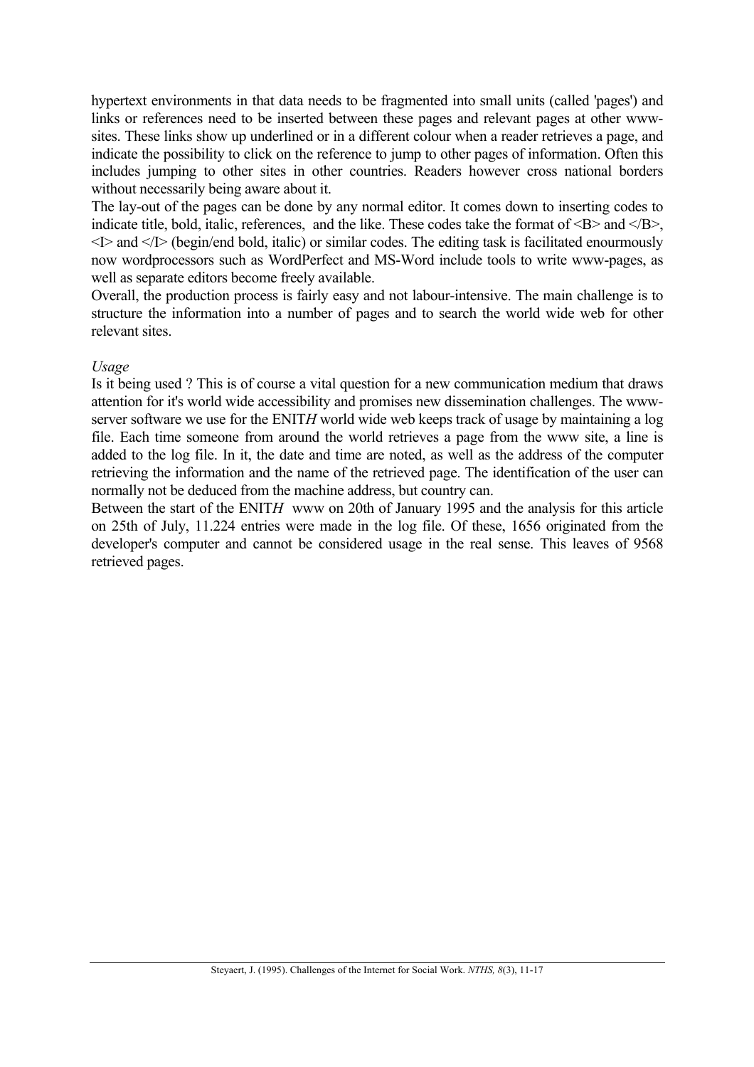hypertext environments in that data needs to be fragmented into small units (called 'pages') and links or references need to be inserted between these pages and relevant pages at other www-sites. These links show up underlined or in a different colour when a reader retrieves a page, and indicate the possibility to click on the reference to jump to other pages of information. Often this includes jumping to other sites in other countries. Readers however cross national borders without necessarily being aware about it.

The lay-out of the pages can be done by any normal editor. It comes down to inserting codes to indicate title, bold, italic, references, and the like. These codes take the format of <B> and </B>, <I> and </I> (begin/end bold, italic) or similar codes. The editing task is facilitated enourmously now wordprocessors such as WordPerfect and MS-Word include tools to write www-pages, as well as separate editors become freely available.

Overall, the production process is fairly easy and not labour-intensive. The main challenge is to structure the information into a number of pages and to search the world wide web for other relevant sites.

*Usage*

Is it being used ? This is of course a vital question for a new communication medium that draws attention for it's world wide accessibility and promises new dissemination challenges. The www-server software we use for the ENIT*H* world wide web keeps track of usage by maintaining a log file. Each time someone from around the world retrieves a page from the www site, a line is added to the log file. In it, the date and time are noted, as well as the address of the computer retrieving the information and the name of the retrieved page. The identification of the user can normally not be deduced from the machine address, but country can.

Between the start of the ENIT*H* www on 20th of January 1995 and the analysis for this article on 25th of July, 11.224 entries were made in the log file. Of these, 1656 originated from the developer's computer and cannot be considered usage in the real sense. This leaves of 9568 retrieved pages.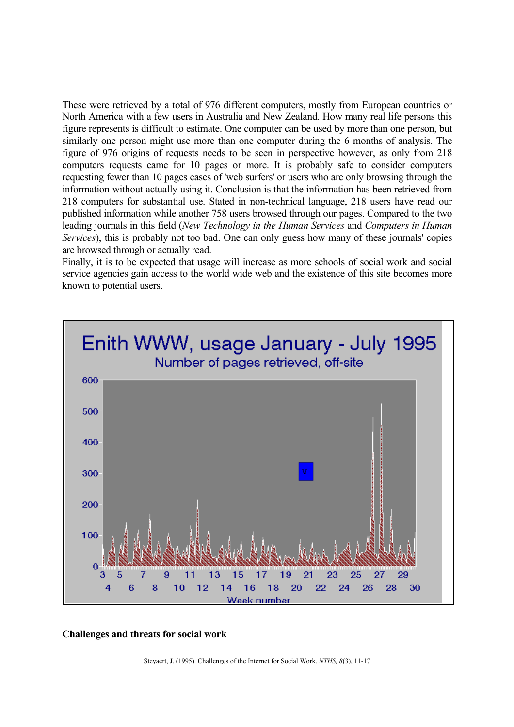These were retrieved by a total of 976 different computers, mostly from European countries or North America with a few users in Australia and New Zealand. How many real life persons this figure represents is difficult to estimate. One computer can be used by more than one person, but similarly one person might use more than one computer during the 6 months of analysis. The figure of 976 origins of requests needs to be seen in perspective however, as only from 218 computers requests came for 10 pages or more. It is probably safe to consider computers requesting fewer than 10 pages cases of 'web surfers' or users who are only browsing through the information without actually using it. Conclusion is that the information has been retrieved from 218 computers for substantial use. Stated in non-technical language, 218 users have read our published information while another 758 users browsed through our pages. Compared to the two leading journals in this field (*New Technology in the Human Services* and *Computers in Human Services*), this is probably not too bad. One can only guess how many of these journals' copies are browsed through or actually read.

Finally, it is to be expected that usage will increase as more schools of social work and social service agencies gain access to the world wide web and the existence of this site becomes more known to potential users.

Enith WWW, usage January - July 1995

Number of pages retrieved, off-site

## Challenges and threats for social work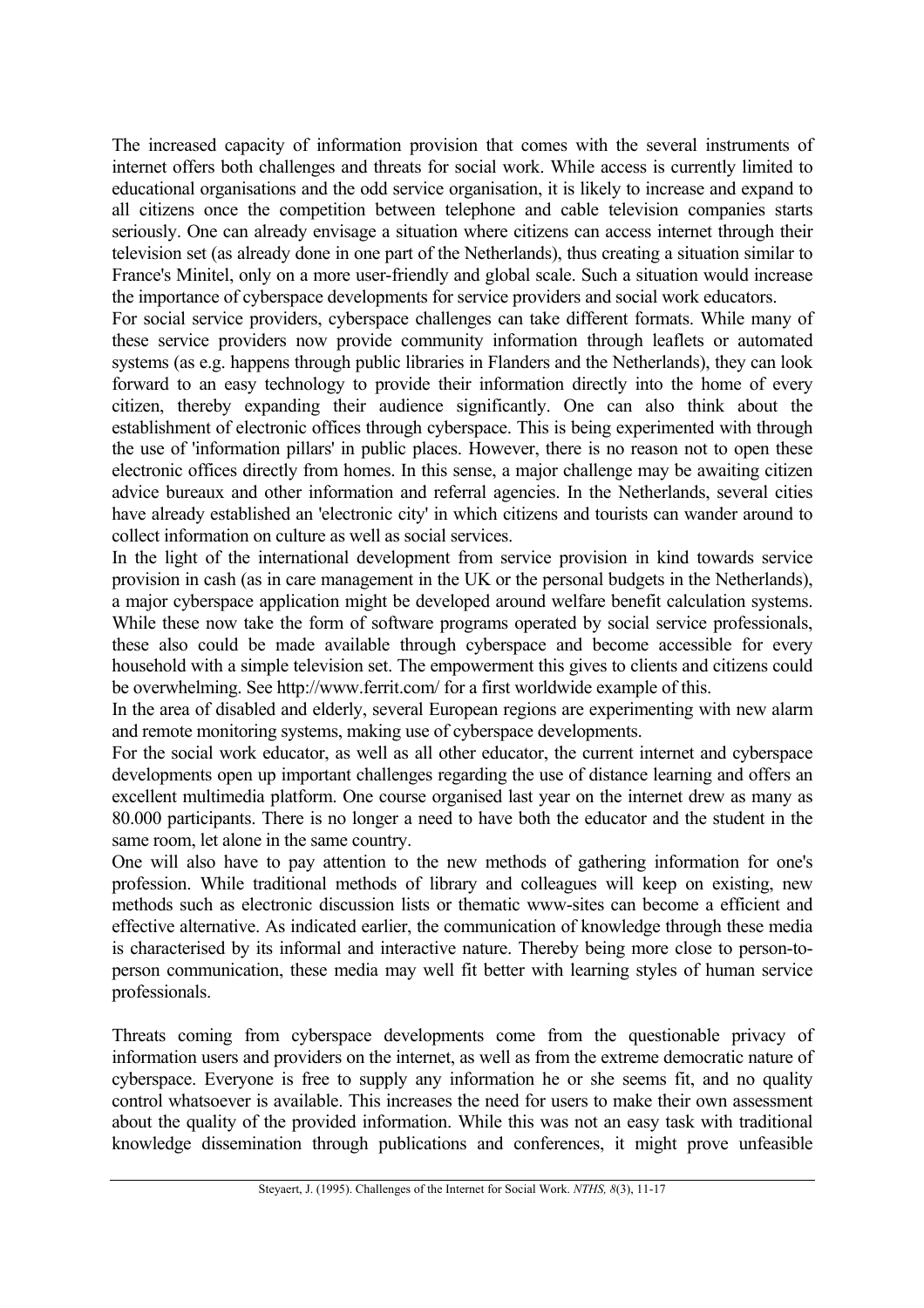The increased capacity of information provision that comes with the several instruments of internet offers both challenges and threats for social work. While access is currently limited to educational organisations and the odd service organisation, it is likely to increase and expand to all citizens once the competition between telephone and cable television companies starts seriously. One can already envisage a situation where citizens can access internet through their television set (as already done in one part of the Netherlands), thus creating a situation similar to France's Minitel, only on a more user-friendly and global scale. Such a situation would increase the importance of cyberspace developments for service providers and social work educators.

For social service providers, cyberspace challenges can take different formats. While many of these service providers now provide community information through leaflets or automated systems (as e.g. happens through public libraries in Flanders and the Netherlands), they can look forward to an easy technology to provide their information directly into the home of every citizen, thereby expanding their audience significantly. One can also think about the establishment of electronic offices through cyberspace. This is being experimented with through the use of 'information pillars' in public places. However, there is no reason not to open these electronic offices directly from homes. In this sense, a major challenge may be awaiting citizen advice bureaux and other information and referral agencies. In the Netherlands, several cities have already established an 'electronic city' in which citizens and tourists can wander around to collect information on culture as well as social services.

In the light of the international development from service provision in kind towards service provision in cash (as in care management in the UK or the personal budgets in the Netherlands), a major cyberspace application might be developed around welfare benefit calculation systems. While these now take the form of software programs operated by social service professionals, these also could be made available through cyberspace and become accessible for every household with a simple television set. The empowerment this gives to clients and citizens could be overwhelming. See http://www.ferrit.com/ for a first worldwide example of this.

In the area of disabled and elderly, several European regions are experimenting with new alarm and remote monitoring systems, making use of cyberspace developments.

For the social work educator, as well as all other educator, the current internet and cyberspace developments open up important challenges regarding the use of distance learning and offers an excellent multimedia platform. One course organised last year on the internet drew as many as 80.000 participants. There is no longer a need to have both the educator and the student in the same room, let alone in the same country.

One will also have to pay attention to the new methods of gathering information for one's profession. While traditional methods of library and colleagues will keep on existing, new methods such as electronic discussion lists or thematic www-sites can become a efficient and effective alternative. As indicated earlier, the communication of knowledge through these media is characterised by its informal and interactive nature. Thereby being more close to person-to-person communication, these media may well fit better with learning styles of human service professionals.

Threats coming from cyberspace developments come from the questionable privacy of information users and providers on the internet, as well as from the extreme democratic nature of cyberspace. Everyone is free to supply any information he or she seems fit, and no quality control whatsoever is available. This increases the need for users to make their own assessment about the quality of the provided information. While this was not an easy task with traditional knowledge dissemination through publications and conferences, it might prove unfeasible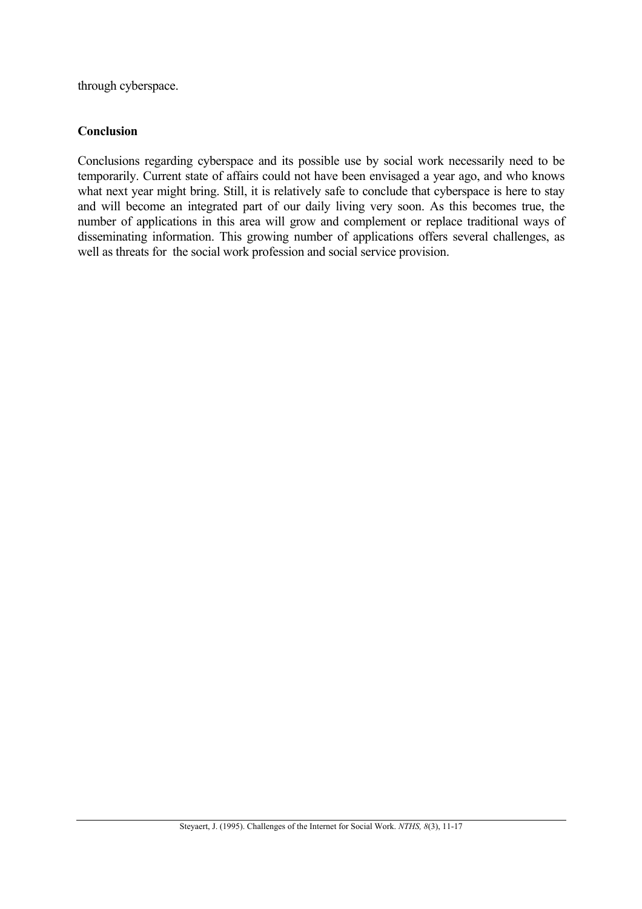through cyberspace.

**Conclusion**

Conclusions regarding cyberspace and its possible use by social work necessarily need to be temporarily. Current state of affairs could not have been envisaged a year ago, and who knows what next year might bring. Still, it is relatively safe to conclude that cyberspace is here to stay and will become an integrated part of our daily living very soon. As this becomes true, the number of applications in this area will grow and complement or replace traditional ways of disseminating information. This growing number of applications offers several challenges, as well as threats for the social work profession and social service provision.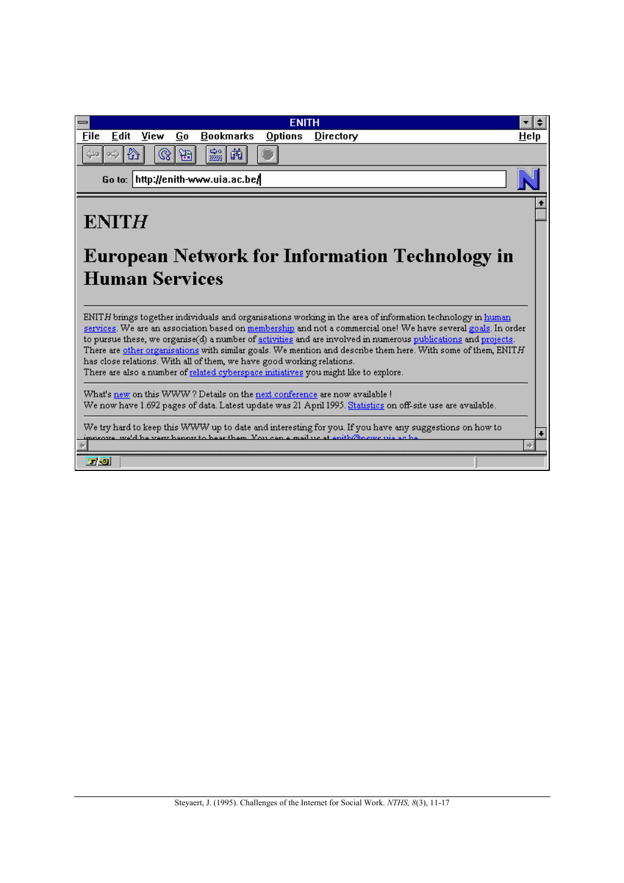ENITH

File Edit View Go Bookmarks Options Directory Help

Go to: http://enith-www.uia.ac.be/

# ENIT*H*

# European Network for Information Technology in Human Services

---

ENIT*H* brings together individuals and organisations working in the area of information technology in human services. We are an association based on membership and not a commercial one! We have several goals. In order to pursue these, we organise(d) a number of activities and are involved in numerous publications and projects. There are other organisations with similar goals. We mention and describe them here. With some of them, ENIT*H* has close relations. With all of them, we have good working relations.
There are also a number of related cyberspace initiatives you might like to explore.

---

What's new on this WWW ? Details on the next conference are now available !
We now have 1.692 pages of data. Latest update was 21 April 1995. Statistics on off-site use are available.

---

We try hard to keep this WWW up to date and interesting for you. If you have any suggestions on how to improve, we'd be very happy to hear them. You can e-mail us at enith@ncws.uia.ac.be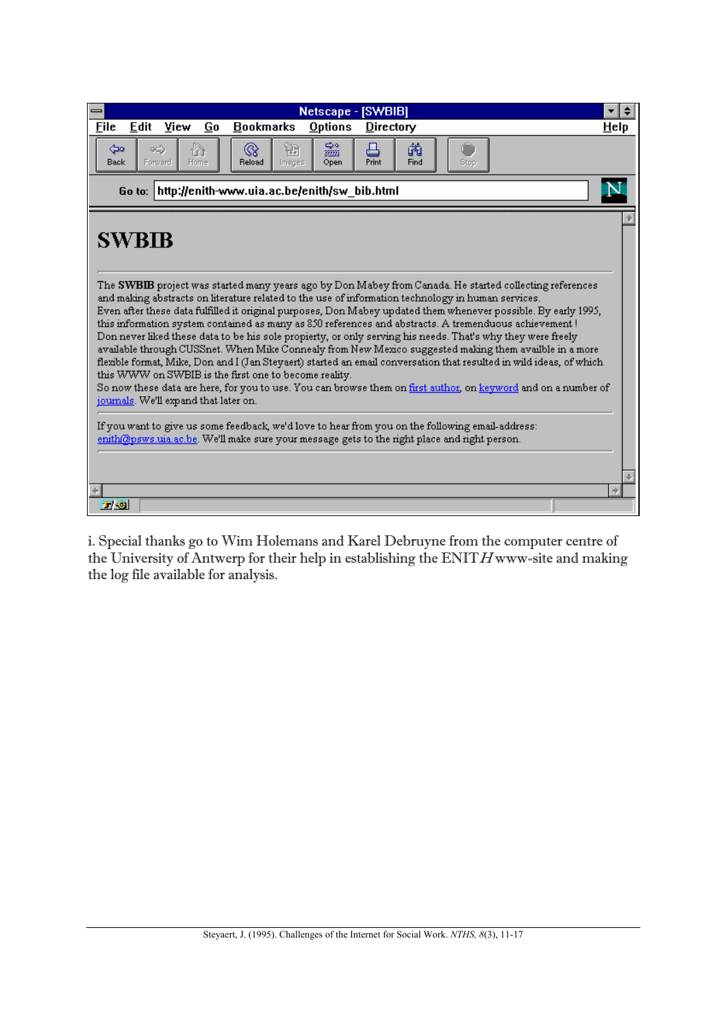Netscape - [SWBIB]

File Edit View Go Bookmarks Options Directory Help

Back Forward Home Reload Images Open Print Find Stop

Go to: http://enith-www.uia.ac.be/enith/sw_bib.html

# SWBIB

The **SWBIB** project was started many years ago by Don Mabey from Canada. He started collecting references and making abstracts on literature related to the use of information technology in human services.
Even after these data fulfilled it original purposes, Don Mabey updated them whenever possible. By early 1995, this information system contained as many as 850 references and abstracts. A tremenduous achievement !
Don never liked these data to be his sole propierty, or only serving his needs. That's why they were freely available through CUSSnet. When Mike Connealy from New Mexico suggested making them availble in a more flexible format, Mike, Don and I (Jan Steyaert) started an email conversation that resulted in wild ideas, of which this WWW on SWBIB is the first one to become reality.
So now these data are here, for you to use. You can browse them on first author, on keyword and on a number of journals. We'll expand that later on.

If you want to give us some feedback, we'd love to hear from you on the following email-address: enith@psws.uia.ac.be. We'll make sure your message gets to the right place and right person.

i. Special thanks go to Wim Holemans and Karel Debruyne from the computer centre of the University of Antwerp for their help in establishing the ENIT*H* www-site and making the log file available for analysis.